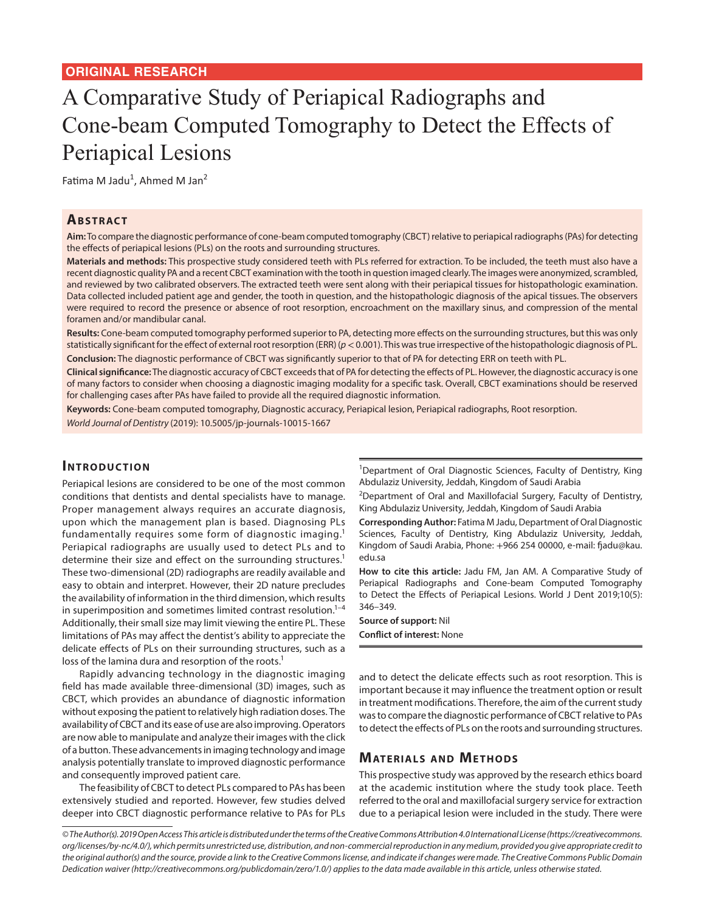ORIGINAL RESEARCH

# A Comparative Study of Periapical Radiographs and Cone-beam Computed Tomography to Detect the Effects of Periapical Lesions

Fatima M Jadu[1], Ahmed M Jan[2]

## Abstract

**Aim:** To compare the diagnostic performance of cone-beam computed tomography (CBCT) relative to periapical radiographs (PAs) for detecting the effects of periapical lesions (PLs) on the roots and surrounding structures.

**Materials and methods:** This prospective study considered teeth with PLs referred for extraction. To be included, the teeth must also have a recent diagnostic quality PA and a recent CBCT examination with the tooth in question imaged clearly. The images were anonymized, scrambled, and reviewed by two calibrated observers. The extracted teeth were sent along with their periapical tissues for histopathologic examination. Data collected included patient age and gender, the tooth in question, and the histopathologic diagnosis of the apical tissues. The observers were required to record the presence or absence of root resorption, encroachment on the maxillary sinus, and compression of the mental foramen and/or mandibular canal.

**Results:** Cone-beam computed tomography performed superior to PA, detecting more effects on the surrounding structures, but this was only statistically significant for the effect of external root resorption (ERR) ($p < 0.001$). This was true irrespective of the histopathologic diagnosis of PL.

**Conclusion:** The diagnostic performance of CBCT was significantly superior to that of PA for detecting ERR on teeth with PL.

**Clinical significance:** The diagnostic accuracy of CBCT exceeds that of PA for detecting the effects of PL. However, the diagnostic accuracy is one of many factors to consider when choosing a diagnostic imaging modality for a specific task. Overall, CBCT examinations should be reserved for challenging cases after PAs have failed to provide all the required diagnostic information.

**Keywords:** Cone-beam computed tomography, Diagnostic accuracy, Periapical lesion, Periapical radiographs, Root resorption.

*World Journal of Dentistry* (2019): 10.5005/jp-journals-10015-1667

## Introduction

Periapical lesions are considered to be one of the most common conditions that dentists and dental specialists have to manage. Proper management always requires an accurate diagnosis, upon which the management plan is based. Diagnosing PLs fundamentally requires some form of diagnostic imaging.[1] Periapical radiographs are usually used to detect PLs and to determine their size and effect on the surrounding structures.[1] These two-dimensional (2D) radiographs are readily available and easy to obtain and interpret. However, their 2D nature precludes the availability of information in the third dimension, which results in superimposition and sometimes limited contrast resolution.[1–4] Additionally, their small size may limit viewing the entire PL. These limitations of PAs may affect the dentist's ability to appreciate the delicate effects of PLs on their surrounding structures, such as a loss of the lamina dura and resorption of the roots.[1]

Rapidly advancing technology in the diagnostic imaging field has made available three-dimensional (3D) images, such as CBCT, which provides an abundance of diagnostic information without exposing the patient to relatively high radiation doses. The availability of CBCT and its ease of use are also improving. Operators are now able to manipulate and analyze their images with the click of a button. These advancements in imaging technology and image analysis potentially translate to improved diagnostic performance and consequently improved patient care.

The feasibility of CBCT to detect PLs compared to PAs has been extensively studied and reported. However, few studies delved deeper into CBCT diagnostic performance relative to PAs for PLs and to detect the delicate effects such as root resorption. This is important because it may influence the treatment option or result in treatment modifications. Therefore, the aim of the current study was to compare the diagnostic performance of CBCT relative to PAs to detect the effects of PLs on the roots and surrounding structures.

[1]Department of Oral Diagnostic Sciences, Faculty of Dentistry, King Abdulaziz University, Jeddah, Kingdom of Saudi Arabia

[2]Department of Oral and Maxillofacial Surgery, Faculty of Dentistry, King Abdulaziz University, Jeddah, Kingdom of Saudi Arabia

**Corresponding Author:** Fatima M Jadu, Department of Oral Diagnostic Sciences, Faculty of Dentistry, King Abdulaziz University, Jeddah, Kingdom of Saudi Arabia, Phone: +966 254 00000, e-mail: fjadu@kau.edu.sa

**How to cite this article:** Jadu FM, Jan AM. A Comparative Study of Periapical Radiographs and Cone-beam Computed Tomography to Detect the Effects of Periapical Lesions. World J Dent 2019;10(5): 346–349.

**Source of support:** Nil

**Conflict of interest:** None

## Materials and Methods

This prospective study was approved by the research ethics board at the academic institution where the study took place. Teeth referred to the oral and maxillofacial surgery service for extraction due to a periapical lesion were included in the study. There were

*© The Author(s). 2019 Open Access This article is distributed under the terms of the Creative Commons Attribution 4.0 International License (https://creativecommons.org/licenses/by-nc/4.0/), which permits unrestricted use, distribution, and non-commercial reproduction in any medium, provided you give appropriate credit to the original author(s) and the source, provide a link to the Creative Commons license, and indicate if changes were made. The Creative Commons Public Domain Dedication waiver (http://creativecommons.org/publicdomain/zero/1.0/) applies to the data made available in this article, unless otherwise stated.*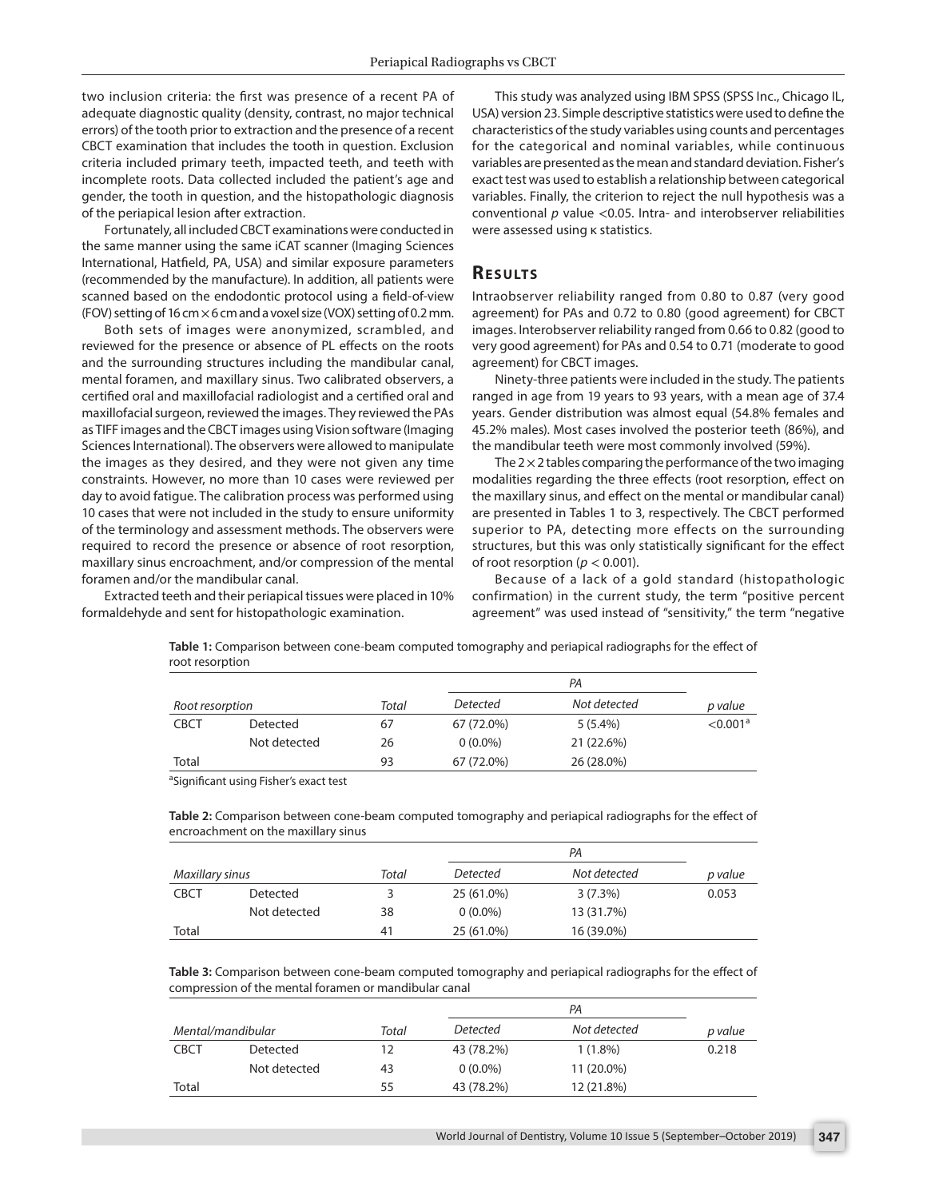two inclusion criteria: the first was presence of a recent PA of adequate diagnostic quality (density, contrast, no major technical errors) of the tooth prior to extraction and the presence of a recent CBCT examination that includes the tooth in question. Exclusion criteria included primary teeth, impacted teeth, and teeth with incomplete roots. Data collected included the patient's age and gender, the tooth in question, and the histopathologic diagnosis of the periapical lesion after extraction.

Fortunately, all included CBCT examinations were conducted in the same manner using the same iCAT scanner (Imaging Sciences International, Hatfield, PA, USA) and similar exposure parameters (recommended by the manufacture). In addition, all patients were scanned based on the endodontic protocol using a field-of-view (FOV) setting of 16 cm × 6 cm and a voxel size (VOX) setting of 0.2 mm.

Both sets of images were anonymized, scrambled, and reviewed for the presence or absence of PL effects on the roots and the surrounding structures including the mandibular canal, mental foramen, and maxillary sinus. Two calibrated observers, a certified oral and maxillofacial radiologist and a certified oral and maxillofacial surgeon, reviewed the images. They reviewed the PAs as TIFF images and the CBCT images using Vision software (Imaging Sciences International). The observers were allowed to manipulate the images as they desired, and they were not given any time constraints. However, no more than 10 cases were reviewed per day to avoid fatigue. The calibration process was performed using 10 cases that were not included in the study to ensure uniformity of the terminology and assessment methods. The observers were required to record the presence or absence of root resorption, maxillary sinus encroachment, and/or compression of the mental foramen and/or the mandibular canal.

Extracted teeth and their periapical tissues were placed in 10% formaldehyde and sent for histopathologic examination.

This study was analyzed using IBM SPSS (SPSS Inc., Chicago IL, USA) version 23. Simple descriptive statistics were used to define the characteristics of the study variables using counts and percentages for the categorical and nominal variables, while continuous variables are presented as the mean and standard deviation. Fisher's exact test was used to establish a relationship between categorical variables. Finally, the criterion to reject the null hypothesis was a conventional $p$ value <0.05. Intra- and interobserver reliabilities were assessed using κ statistics.

## Results

Intraobserver reliability ranged from 0.80 to 0.87 (very good agreement) for PAs and 0.72 to 0.80 (good agreement) for CBCT images. Interobserver reliability ranged from 0.66 to 0.82 (good to very good agreement) for PAs and 0.54 to 0.71 (moderate to good agreement) for CBCT images.

Ninety-three patients were included in the study. The patients ranged in age from 19 years to 93 years, with a mean age of 37.4 years. Gender distribution was almost equal (54.8% females and 45.2% males). Most cases involved the posterior teeth (86%), and the mandibular teeth were most commonly involved (59%).

The 2 × 2 tables comparing the performance of the two imaging modalities regarding the three effects (root resorption, effect on the maxillary sinus, and effect on the mental or mandibular canal) are presented in Tables 1 to 3, respectively. The CBCT performed superior to PA, detecting more effects on the surrounding structures, but this was only statistically significant for the effect of root resorption ($p < 0.001$).

Because of a lack of a gold standard (histopathologic confirmation) in the current study, the term "positive percent agreement" was used instead of "sensitivity," the term "negative

**Table 1:** Comparison between cone-beam computed tomography and periapical radiographs for the effect of root resorption

| | | | PA | | |
|---|---|---|---|---|---|
| *Root resorption* | | *Total* | *Detected* | *Not detected* | *p value* |
| CBCT | Detected | 67 | 67 (72.0%) | 5 (5.4%) | <0.001[a] |
| | Not detected | 26 | 0 (0.0%) | 21 (22.6%) | |
| Total | | 93 | 67 (72.0%) | 26 (28.0%) | |

[a]Significant using Fisher's exact test

**Table 2:** Comparison between cone-beam computed tomography and periapical radiographs for the effect of encroachment on the maxillary sinus

| | | | PA | | |
|---|---|---|---|---|---|
| *Maxillary sinus* | | *Total* | *Detected* | *Not detected* | *p value* |
| CBCT | Detected | 3 | 25 (61.0%) | 3 (7.3%) | 0.053 |
| | Not detected | 38 | 0 (0.0%) | 13 (31.7%) | |
| Total | | 41 | 25 (61.0%) | 16 (39.0%) | |

**Table 3:** Comparison between cone-beam computed tomography and periapical radiographs for the effect of compression of the mental foramen or mandibular canal

| | | | PA | | |
|---|---|---|---|---|---|
| *Mental/mandibular* | | *Total* | *Detected* | *Not detected* | *p value* |
| CBCT | Detected | 12 | 43 (78.2%) | 1 (1.8%) | 0.218 |
| | Not detected | 43 | 0 (0.0%) | 11 (20.0%) | |
| Total | | 55 | 43 (78.2%) | 12 (21.8%) | |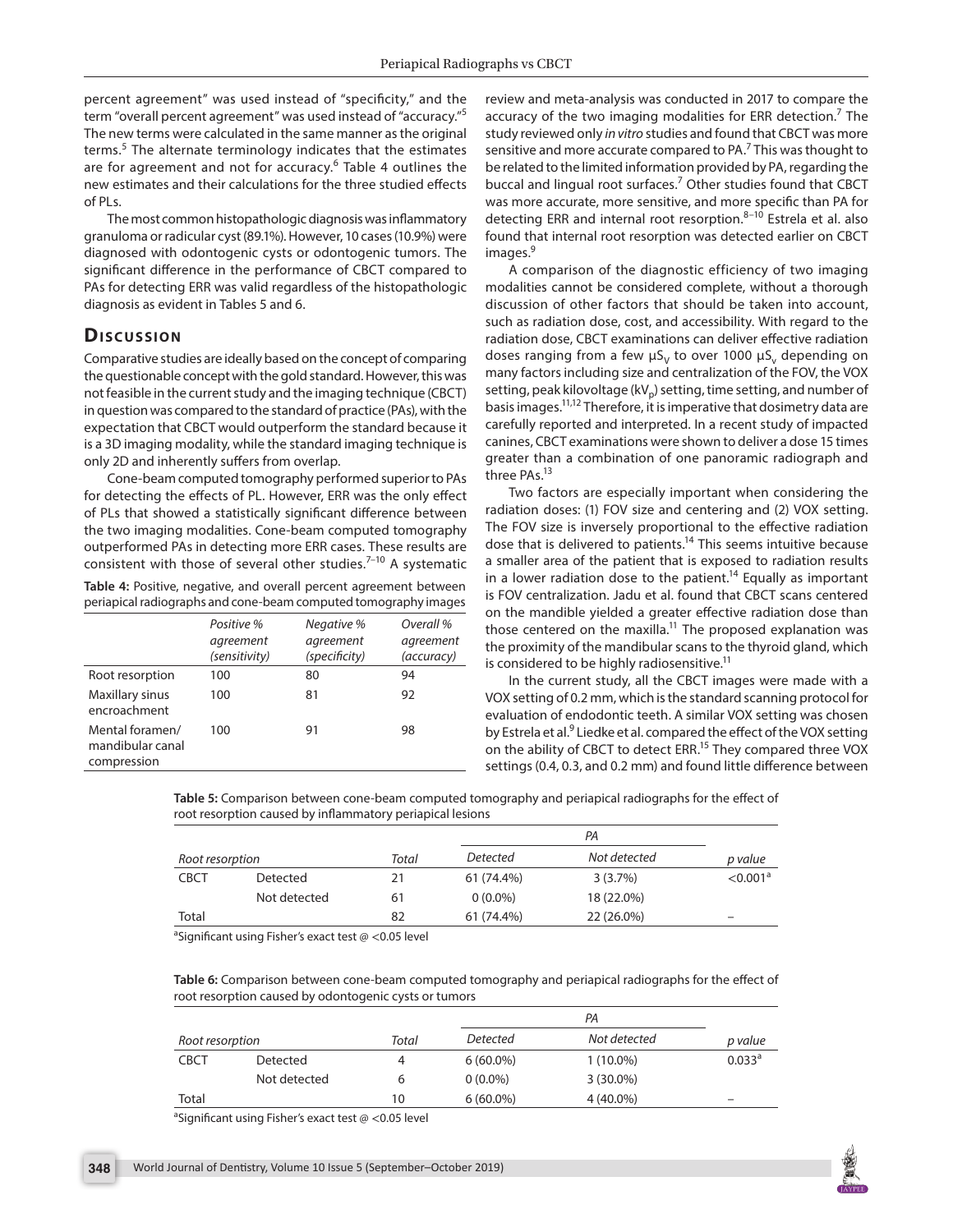percent agreement" was used instead of "specificity," and the term "overall percent agreement" was used instead of "accuracy."[5] The new terms were calculated in the same manner as the original terms.[5] The alternate terminology indicates that the estimates are for agreement and not for accuracy.[6] Table 4 outlines the new estimates and their calculations for the three studied effects of PLs.

The most common histopathologic diagnosis was inflammatory granuloma or radicular cyst (89.1%). However, 10 cases (10.9%) were diagnosed with odontogenic cysts or odontogenic tumors. The significant difference in the performance of CBCT compared to PAs for detecting ERR was valid regardless of the histopathologic diagnosis as evident in Tables 5 and 6.

## Discussion

Comparative studies are ideally based on the concept of comparing the questionable concept with the gold standard. However, this was not feasible in the current study and the imaging technique (CBCT) in question was compared to the standard of practice (PAs), with the expectation that CBCT would outperform the standard because it is a 3D imaging modality, while the standard imaging technique is only 2D and inherently suffers from overlap.

Cone-beam computed tomography performed superior to PAs for detecting the effects of PL. However, ERR was the only effect of PLs that showed a statistically significant difference between the two imaging modalities. Cone-beam computed tomography outperformed PAs in detecting more ERR cases. These results are consistent with those of several other studies.[7–10] A systematic review and meta-analysis was conducted in 2017 to compare the accuracy of the two imaging modalities for ERR detection.[7] The study reviewed only *in vitro* studies and found that CBCT was more sensitive and more accurate compared to PA.[7] This was thought to be related to the limited information provided by PA, regarding the buccal and lingual root surfaces.[7] Other studies found that CBCT was more accurate, more sensitive, and more specific than PA for detecting ERR and internal root resorption.[8–10] Estrela et al. also found that internal root resorption was detected earlier on CBCT images.[9]

**Table 4:** Positive, negative, and overall percent agreement between periapical radiographs and cone-beam computed tomography images

| | *Positive % agreement (sensitivity)* | *Negative % agreement (specificity)* | *Overall % agreement (accuracy)* |
|---|---|---|---|
| Root resorption | 100 | 80 | 94 |
| Maxillary sinus encroachment | 100 | 81 | 92 |
| Mental foramen/mandibular canal compression | 100 | 91 | 98 |

A comparison of the diagnostic efficiency of two imaging modalities cannot be considered complete, without a thorough discussion of other factors that should be taken into account, such as radiation dose, cost, and accessibility. With regard to the radiation dose, CBCT examinations can deliver effective radiation doses ranging from a few $\mu S_V$ to over 1000 $\mu S_v$ depending on many factors including size and centralization of the FOV, the VOX setting, peak kilovoltage ($kV_p$) setting, time setting, and number of basis images.[11,12] Therefore, it is imperative that dosimetry data are carefully reported and interpreted. In a recent study of impacted canines, CBCT examinations were shown to deliver a dose 15 times greater than a combination of one panoramic radiograph and three PAs.[13]

Two factors are especially important when considering the radiation doses: (1) FOV size and centering and (2) VOX setting. The FOV size is inversely proportional to the effective radiation dose that is delivered to patients.[14] This seems intuitive because a smaller area of the patient that is exposed to radiation results in a lower radiation dose to the patient.[14] Equally as important is FOV centralization. Jadu et al. found that CBCT scans centered on the mandible yielded a greater effective radiation dose than those centered on the maxilla.[11] The proposed explanation was the proximity of the mandibular scans to the thyroid gland, which is considered to be highly radiosensitive.[11]

In the current study, all the CBCT images were made with a VOX setting of 0.2 mm, which is the standard scanning protocol for evaluation of endodontic teeth. A similar VOX setting was chosen by Estrela et al.[9] Liedke et al. compared the effect of the VOX setting on the ability of CBCT to detect ERR.[15] They compared three VOX settings (0.4, 0.3, and 0.2 mm) and found little difference between

**Table 5:** Comparison between cone-beam computed tomography and periapical radiographs for the effect of root resorption caused by inflammatory periapical lesions

| *Root resorption* | | *Total* | *PA* Detected | *PA* Not detected | *p value* |
|---|---|---|---|---|---|
| CBCT | Detected | 21 | 61 (74.4%) | 3 (3.7%) | <0.001[a] |
| | Not detected | 61 | 0 (0.0%) | 18 (22.0%) | |
| Total | | 82 | 61 (74.4%) | 22 (26.0%) | – |

[a]Significant using Fisher's exact test @ <0.05 level

**Table 6:** Comparison between cone-beam computed tomography and periapical radiographs for the effect of root resorption caused by odontogenic cysts or tumors

| *Root resorption* | | *Total* | *PA* Detected | *PA* Not detected | *p value* |
|---|---|---|---|---|---|
| CBCT | Detected | 4 | 6 (60.0%) | 1 (10.0%) | 0.033[a] |
| | Not detected | 6 | 0 (0.0%) | 3 (30.0%) | |
| Total | | 10 | 6 (60.0%) | 4 (40.0%) | – |

[a]Significant using Fisher's exact test @ <0.05 level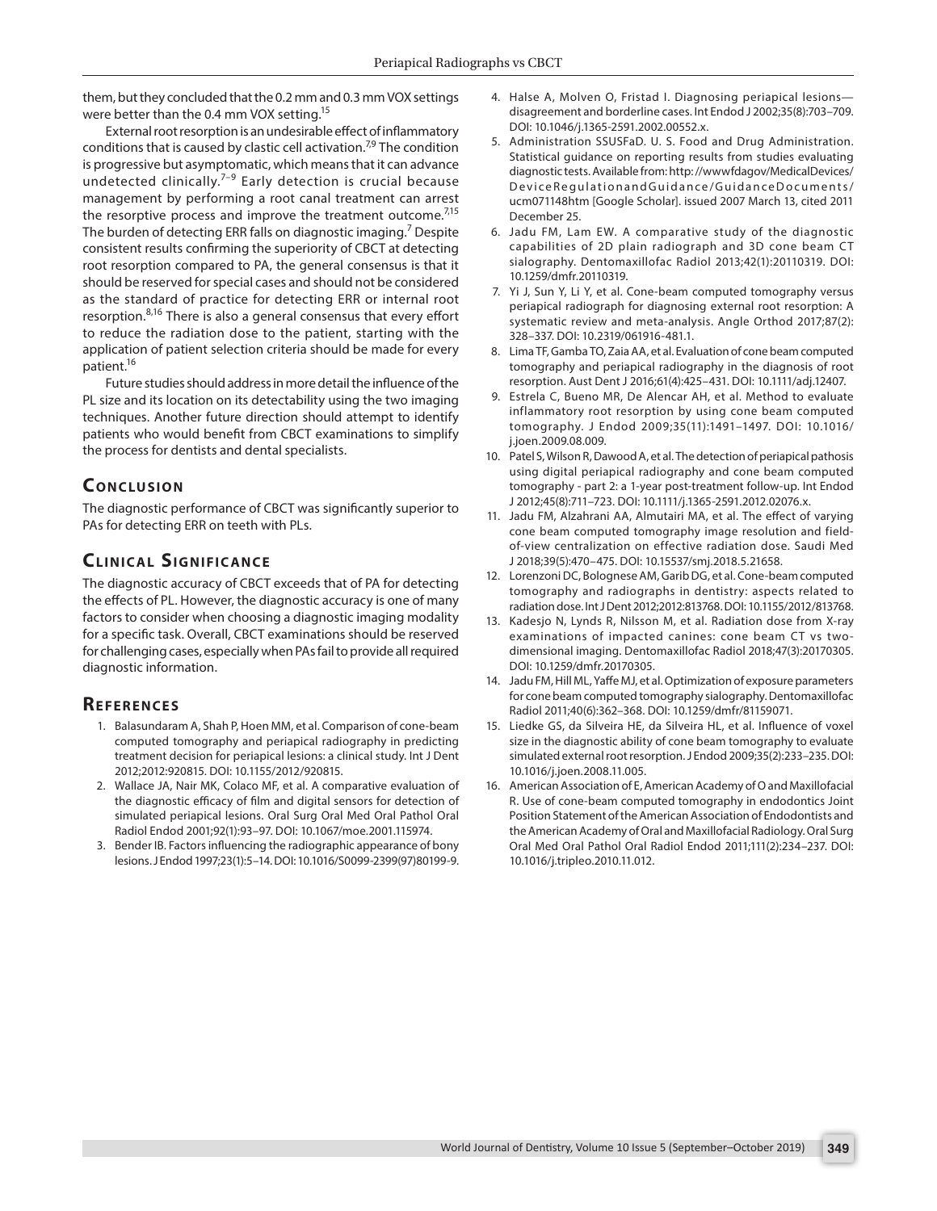them, but they concluded that the 0.2 mm and 0.3 mm VOX settings were better than the 0.4 mm VOX setting.[15]

External root resorption is an undesirable effect of inflammatory conditions that is caused by clastic cell activation.[7,9] The condition is progressive but asymptomatic, which means that it can advance undetected clinically.[7–9] Early detection is crucial because management by performing a root canal treatment can arrest the resorptive process and improve the treatment outcome.[7,15] The burden of detecting ERR falls on diagnostic imaging.[7] Despite consistent results confirming the superiority of CBCT at detecting root resorption compared to PA, the general consensus is that it should be reserved for special cases and should not be considered as the standard of practice for detecting ERR or internal root resorption.[8,16] There is also a general consensus that every effort to reduce the radiation dose to the patient, starting with the application of patient selection criteria should be made for every patient.[16]

Future studies should address in more detail the influence of the PL size and its location on its detectability using the two imaging techniques. Another future direction should attempt to identify patients who would benefit from CBCT examinations to simplify the process for dentists and dental specialists.

## Conclusion

The diagnostic performance of CBCT was significantly superior to PAs for detecting ERR on teeth with PLs.

## Clinical Significance

The diagnostic accuracy of CBCT exceeds that of PA for detecting the effects of PL. However, the diagnostic accuracy is one of many factors to consider when choosing a diagnostic imaging modality for a specific task. Overall, CBCT examinations should be reserved for challenging cases, especially when PAs fail to provide all required diagnostic information.

## References

1. Balasundaram A, Shah P, Hoen MM, et al. Comparison of cone-beam computed tomography and periapical radiography in predicting treatment decision for periapical lesions: a clinical study. Int J Dent 2012;2012:920815. DOI: 10.1155/2012/920815.
2. Wallace JA, Nair MK, Colaco MF, et al. A comparative evaluation of the diagnostic efficacy of film and digital sensors for detection of simulated periapical lesions. Oral Surg Oral Med Oral Pathol Oral Radiol Endod 2001;92(1):93–97. DOI: 10.1067/moe.2001.115974.
3. Bender IB. Factors influencing the radiographic appearance of bony lesions. J Endod 1997;23(1):5–14. DOI: 10.1016/S0099-2399(97)80199-9.
4. Halse A, Molven O, Fristad I. Diagnosing periapical lesions—disagreement and borderline cases. Int Endod J 2002;35(8):703–709. DOI: 10.1046/j.1365-2591.2002.00552.x.
5. Administration SSUSFaD. U. S. Food and Drug Administration. Statistical guidance on reporting results from studies evaluating diagnostic tests. Available from: http: //wwwfdagov/MedicalDevices/DeviceRegulationandGuidance/GuidanceDocuments/ucm071148htm [Google Scholar]. issued 2007 March 13, cited 2011 December 25.
6. Jadu FM, Lam EW. A comparative study of the diagnostic capabilities of 2D plain radiograph and 3D cone beam CT sialography. Dentomaxillofac Radiol 2013;42(1):20110319. DOI: 10.1259/dmfr.20110319.
7. Yi J, Sun Y, Li Y, et al. Cone-beam computed tomography versus periapical radiograph for diagnosing external root resorption: A systematic review and meta-analysis. Angle Orthod 2017;87(2): 328–337. DOI: 10.2319/061916-481.1.
8. Lima TF, Gamba TO, Zaia AA, et al. Evaluation of cone beam computed tomography and periapical radiography in the diagnosis of root resorption. Aust Dent J 2016;61(4):425–431. DOI: 10.1111/adj.12407.
9. Estrela C, Bueno MR, De Alencar AH, et al. Method to evaluate inflammatory root resorption by using cone beam computed tomography. J Endod 2009;35(11):1491–1497. DOI: 10.1016/j.joen.2009.08.009.
10. Patel S, Wilson R, Dawood A, et al. The detection of periapical pathosis using digital periapical radiography and cone beam computed tomography - part 2: a 1-year post-treatment follow-up. Int Endod J 2012;45(8):711–723. DOI: 10.1111/j.1365-2591.2012.02076.x.
11. Jadu FM, Alzahrani AA, Almutairi MA, et al. The effect of varying cone beam computed tomography image resolution and field-of-view centralization on effective radiation dose. Saudi Med J 2018;39(5):470–475. DOI: 10.15537/smj.2018.5.21658.
12. Lorenzoni DC, Bolognese AM, Garib DG, et al. Cone-beam computed tomography and radiographs in dentistry: aspects related to radiation dose. Int J Dent 2012;2012:813768. DOI: 10.1155/2012/813768.
13. Kadesjo N, Lynds R, Nilsson M, et al. Radiation dose from X-ray examinations of impacted canines: cone beam CT vs two-dimensional imaging. Dentomaxillofac Radiol 2018;47(3):20170305. DOI: 10.1259/dmfr.20170305.
14. Jadu FM, Hill ML, Yaffe MJ, et al. Optimization of exposure parameters for cone beam computed tomography sialography. Dentomaxillofac Radiol 2011;40(6):362–368. DOI: 10.1259/dmfr/81159071.
15. Liedke GS, da Silveira HE, da Silveira HL, et al. Influence of voxel size in the diagnostic ability of cone beam tomography to evaluate simulated external root resorption. J Endod 2009;35(2):233–235. DOI: 10.1016/j.joen.2008.11.005.
16. American Association of E, American Academy of O and Maxillofacial R. Use of cone-beam computed tomography in endodontics Joint Position Statement of the American Association of Endodontists and the American Academy of Oral and Maxillofacial Radiology. Oral Surg Oral Med Oral Pathol Oral Radiol Endod 2011;111(2):234–237. DOI: 10.1016/j.tripleo.2010.11.012.